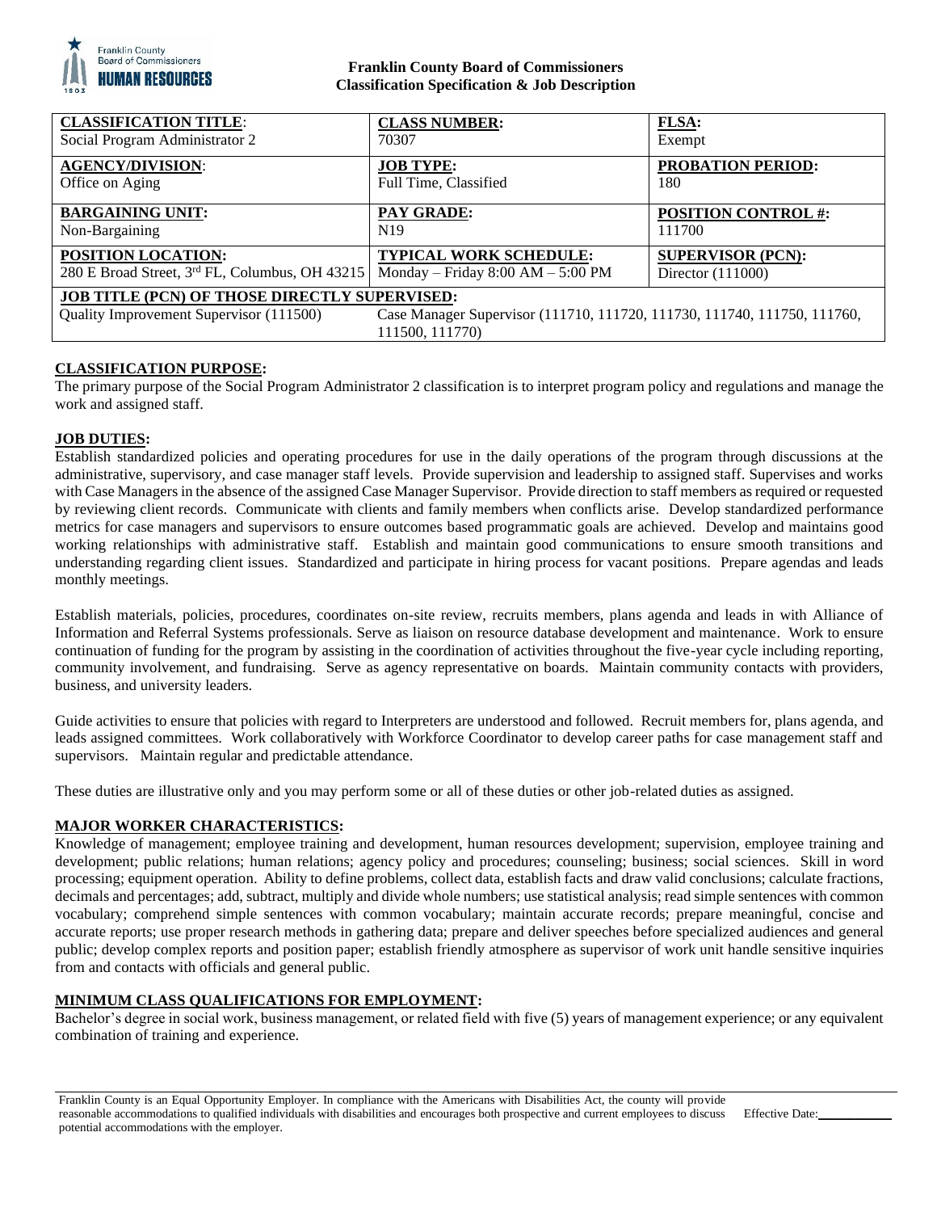**Franklin County Board of Commissioners**
**Classification Specification & Job Description**

| **CLASSIFICATION TITLE**: | **CLASS NUMBER:** | **FLSA:** |
|---|---|---|
| Social Program Administrator 2 | 70307 | Exempt |
| **AGENCY/DIVISION**: | **JOB TYPE:** | **PROBATION PERIOD:** |
| Office on Aging | Full Time, Classified | 180 |
| **BARGAINING UNIT:** | **PAY GRADE:** | **POSITION CONTROL #:** |
| Non-Bargaining | N19 | 111700 |
| **POSITION LOCATION:** | **TYPICAL WORK SCHEDULE:** | **SUPERVISOR (PCN):** |
| 280 E Broad Street, 3rd FL, Columbus, OH 43215 | Monday – Friday 8:00 AM – 5:00 PM | Director (111000) |
| **JOB TITLE (PCN) OF THOSE DIRECTLY SUPERVISED:** | | |
| Quality Improvement Supervisor (111500) | Case Manager Supervisor (111710, 111720, 111730, 111740, 111750, 111760, 111500, 111770) | |

## CLASSIFICATION PURPOSE:

The primary purpose of the Social Program Administrator 2 classification is to interpret program policy and regulations and manage the work and assigned staff.

## JOB DUTIES:

Establish standardized policies and operating procedures for use in the daily operations of the program through discussions at the administrative, supervisory, and case manager staff levels. Provide supervision and leadership to assigned staff. Supervises and works with Case Managers in the absence of the assigned Case Manager Supervisor. Provide direction to staff members as required or requested by reviewing client records. Communicate with clients and family members when conflicts arise. Develop standardized performance metrics for case managers and supervisors to ensure outcomes based programmatic goals are achieved. Develop and maintains good working relationships with administrative staff. Establish and maintain good communications to ensure smooth transitions and understanding regarding client issues. Standardized and participate in hiring process for vacant positions. Prepare agendas and leads monthly meetings.

Establish materials, policies, procedures, coordinates on-site review, recruits members, plans agenda and leads in with Alliance of Information and Referral Systems professionals. Serve as liaison on resource database development and maintenance. Work to ensure continuation of funding for the program by assisting in the coordination of activities throughout the five-year cycle including reporting, community involvement, and fundraising. Serve as agency representative on boards. Maintain community contacts with providers, business, and university leaders.

Guide activities to ensure that policies with regard to Interpreters are understood and followed. Recruit members for, plans agenda, and leads assigned committees. Work collaboratively with Workforce Coordinator to develop career paths for case management staff and supervisors. Maintain regular and predictable attendance.

These duties are illustrative only and you may perform some or all of these duties or other job-related duties as assigned.

## MAJOR WORKER CHARACTERISTICS:

Knowledge of management; employee training and development, human resources development; supervision, employee training and development; public relations; human relations; agency policy and procedures; counseling; business; social sciences. Skill in word processing; equipment operation. Ability to define problems, collect data, establish facts and draw valid conclusions; calculate fractions, decimals and percentages; add, subtract, multiply and divide whole numbers; use statistical analysis; read simple sentences with common vocabulary; comprehend simple sentences with common vocabulary; maintain accurate records; prepare meaningful, concise and accurate reports; use proper research methods in gathering data; prepare and deliver speeches before specialized audiences and general public; develop complex reports and position paper; establish friendly atmosphere as supervisor of work unit handle sensitive inquiries from and contacts with officials and general public.

## MINIMUM CLASS QUALIFICATIONS FOR EMPLOYMENT:

Bachelor's degree in social work, business management, or related field with five (5) years of management experience; or any equivalent combination of training and experience.

Franklin County is an Equal Opportunity Employer. In compliance with the Americans with Disabilities Act, the county will provide reasonable accommodations to qualified individuals with disabilities and encourages both prospective and current employees to discuss potential accommodations with the employer.

Effective Date:___________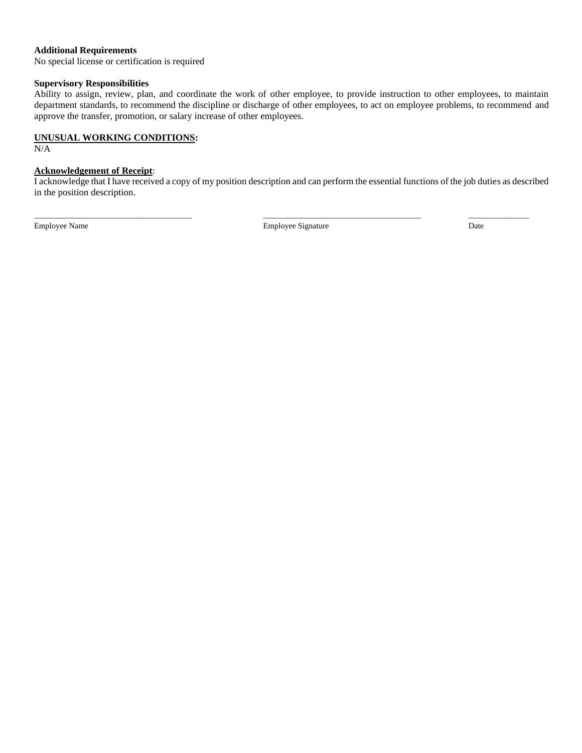**Additional Requirements**
No special license or certification is required

**Supervisory Responsibilities**
Ability to assign, review, plan, and coordinate the work of other employee, to provide instruction to other employees, to maintain department standards, to recommend the discipline or discharge of other employees, to act on employee problems, to recommend and approve the transfer, promotion, or salary increase of other employees.

**UNUSUAL WORKING CONDITIONS:**
N/A

**Acknowledgement of Receipt**:
I acknowledge that I have received a copy of my position description and can perform the essential functions of the job duties as described in the position description.

| | | |
|---|---|---|
| ___________________________________ | ___________________________________ | _____________ |
| Employee Name | Employee Signature | Date |